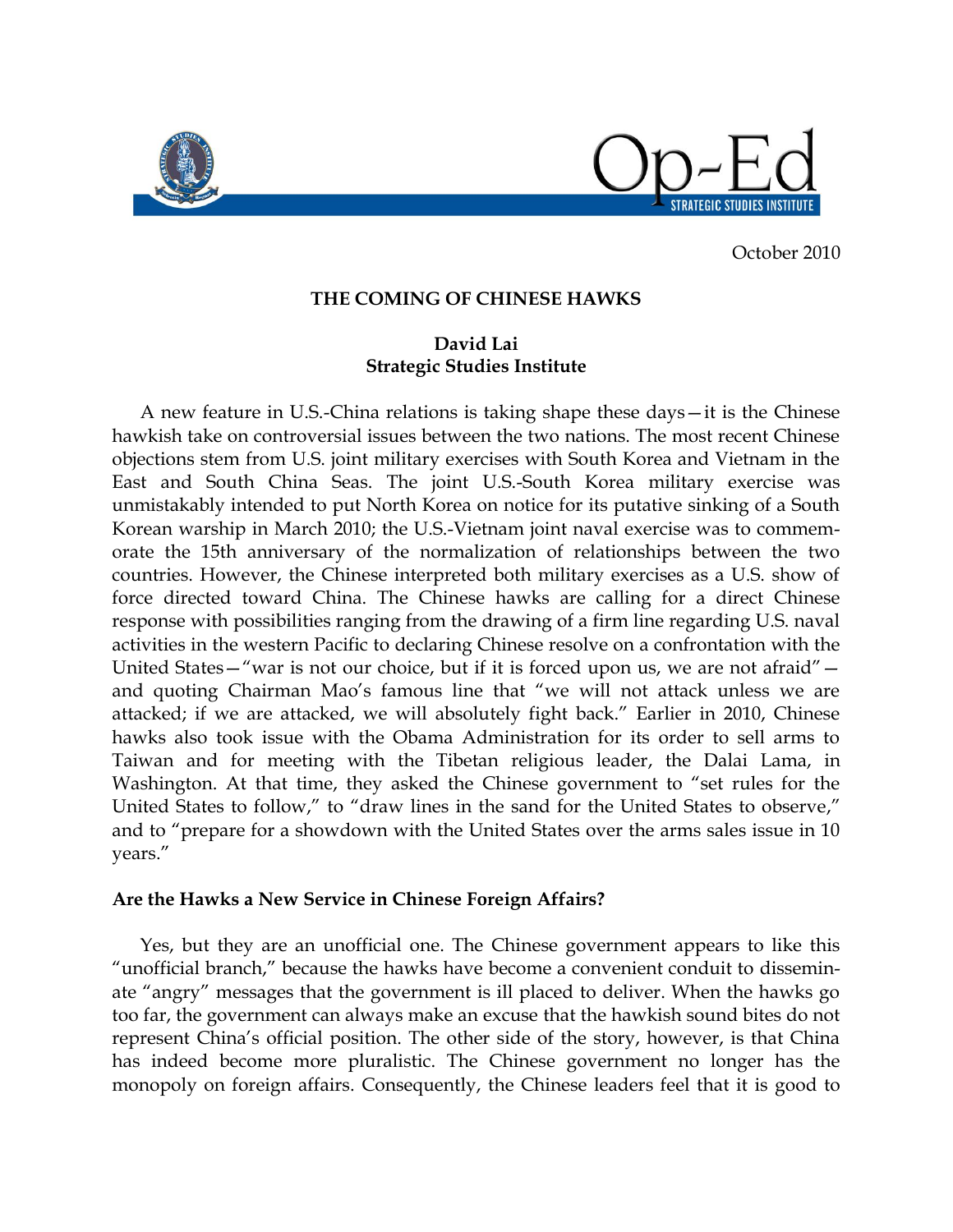October 2010

# THE COMING OF CHINESE HAWKS

**David Lai**
**Strategic Studies Institute**

A new feature in U.S.-China relations is taking shape these days—it is the Chinese hawkish take on controversial issues between the two nations. The most recent Chinese objections stem from U.S. joint military exercises with South Korea and Vietnam in the East and South China Seas. The joint U.S.-South Korea military exercise was unmistakably intended to put North Korea on notice for its putative sinking of a South Korean warship in March 2010; the U.S.-Vietnam joint naval exercise was to commemorate the 15th anniversary of the normalization of relationships between the two countries. However, the Chinese interpreted both military exercises as a U.S. show of force directed toward China. The Chinese hawks are calling for a direct Chinese response with possibilities ranging from the drawing of a firm line regarding U.S. naval activities in the western Pacific to declaring Chinese resolve on a confrontation with the United States—"war is not our choice, but if it is forced upon us, we are not afraid"—and quoting Chairman Mao's famous line that "we will not attack unless we are attacked; if we are attacked, we will absolutely fight back." Earlier in 2010, Chinese hawks also took issue with the Obama Administration for its order to sell arms to Taiwan and for meeting with the Tibetan religious leader, the Dalai Lama, in Washington. At that time, they asked the Chinese government to "set rules for the United States to follow," to "draw lines in the sand for the United States to observe," and to "prepare for a showdown with the United States over the arms sales issue in 10 years."

## Are the Hawks a New Service in Chinese Foreign Affairs?

Yes, but they are an unofficial one. The Chinese government appears to like this "unofficial branch," because the hawks have become a convenient conduit to disseminate "angry" messages that the government is ill placed to deliver. When the hawks go too far, the government can always make an excuse that the hawkish sound bites do not represent China's official position. The other side of the story, however, is that China has indeed become more pluralistic. The Chinese government no longer has the monopoly on foreign affairs. Consequently, the Chinese leaders feel that it is good to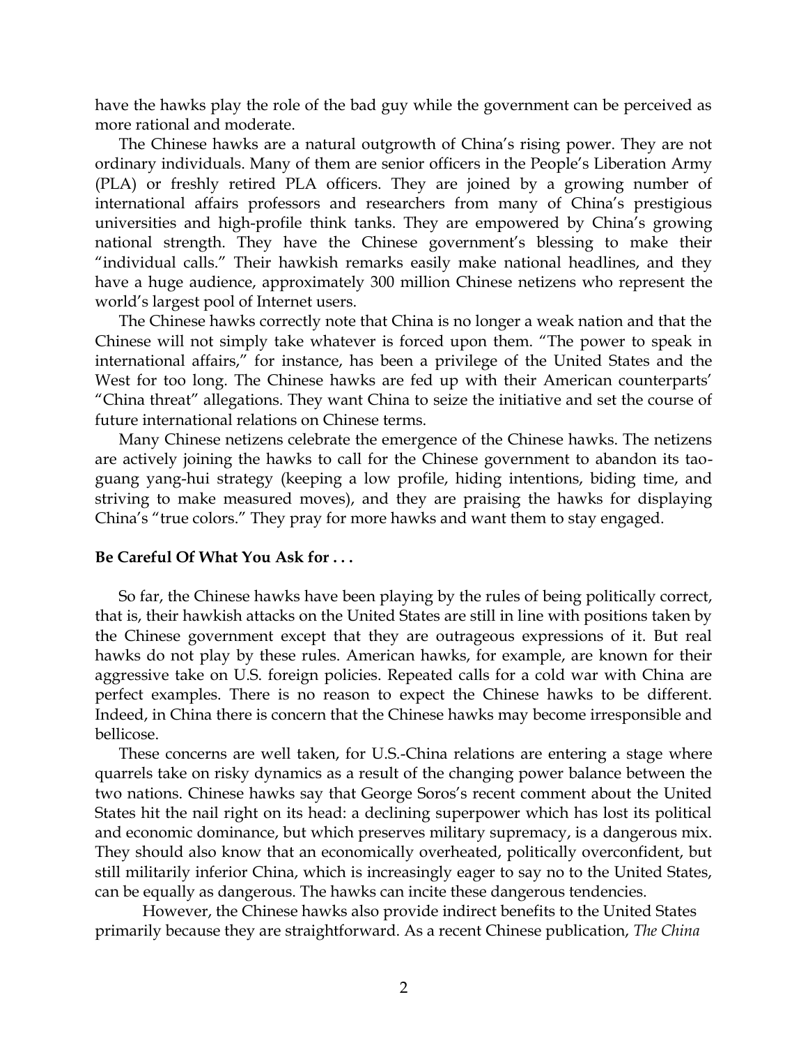have the hawks play the role of the bad guy while the government can be perceived as more rational and moderate.

The Chinese hawks are a natural outgrowth of China's rising power. They are not ordinary individuals. Many of them are senior officers in the People's Liberation Army (PLA) or freshly retired PLA officers. They are joined by a growing number of international affairs professors and researchers from many of China's prestigious universities and high-profile think tanks. They are empowered by China's growing national strength. They have the Chinese government's blessing to make their "individual calls." Their hawkish remarks easily make national headlines, and they have a huge audience, approximately 300 million Chinese netizens who represent the world's largest pool of Internet users.

The Chinese hawks correctly note that China is no longer a weak nation and that the Chinese will not simply take whatever is forced upon them. "The power to speak in international affairs," for instance, has been a privilege of the United States and the West for too long. The Chinese hawks are fed up with their American counterparts' "China threat" allegations. They want China to seize the initiative and set the course of future international relations on Chinese terms.

Many Chinese netizens celebrate the emergence of the Chinese hawks. The netizens are actively joining the hawks to call for the Chinese government to abandon its tao-guang yang-hui strategy (keeping a low profile, hiding intentions, biding time, and striving to make measured moves), and they are praising the hawks for displaying China's "true colors." They pray for more hawks and want them to stay engaged.

**Be Careful Of What You Ask for . . .**

So far, the Chinese hawks have been playing by the rules of being politically correct, that is, their hawkish attacks on the United States are still in line with positions taken by the Chinese government except that they are outrageous expressions of it. But real hawks do not play by these rules. American hawks, for example, are known for their aggressive take on U.S. foreign policies. Repeated calls for a cold war with China are perfect examples. There is no reason to expect the Chinese hawks to be different. Indeed, in China there is concern that the Chinese hawks may become irresponsible and bellicose.

These concerns are well taken, for U.S.-China relations are entering a stage where quarrels take on risky dynamics as a result of the changing power balance between the two nations. Chinese hawks say that George Soros's recent comment about the United States hit the nail right on its head: a declining superpower which has lost its political and economic dominance, but which preserves military supremacy, is a dangerous mix. They should also know that an economically overheated, politically overconfident, but still militarily inferior China, which is increasingly eager to say no to the United States, can be equally as dangerous. The hawks can incite these dangerous tendencies.

However, the Chinese hawks also provide indirect benefits to the United States primarily because they are straightforward. As a recent Chinese publication, *The China*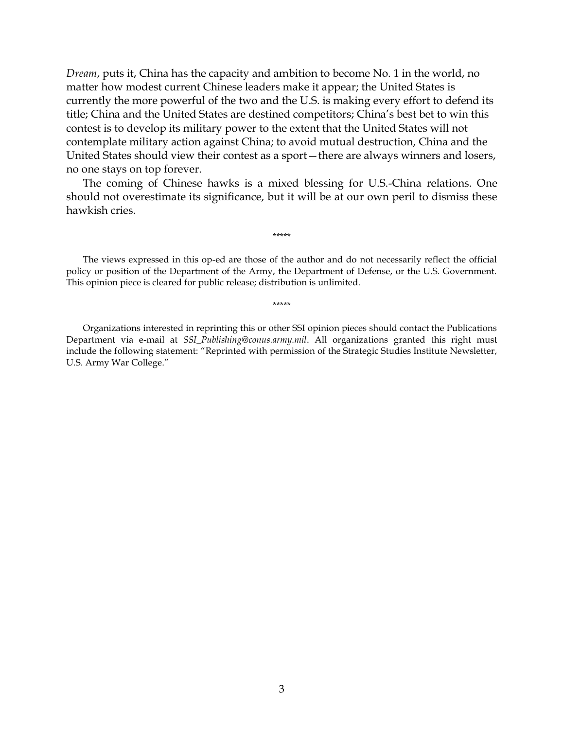*Dream*, puts it, China has the capacity and ambition to become No. 1 in the world, no matter how modest current Chinese leaders make it appear; the United States is currently the more powerful of the two and the U.S. is making every effort to defend its title; China and the United States are destined competitors; China's best bet to win this contest is to develop its military power to the extent that the United States will not contemplate military action against China; to avoid mutual destruction, China and the United States should view their contest as a sport—there are always winners and losers, no one stays on top forever.

The coming of Chinese hawks is a mixed blessing for U.S.-China relations. One should not overestimate its significance, but it will be at our own peril to dismiss these hawkish cries.

*****

The views expressed in this op-ed are those of the author and do not necessarily reflect the official policy or position of the Department of the Army, the Department of Defense, or the U.S. Government. This opinion piece is cleared for public release; distribution is unlimited.

*****

Organizations interested in reprinting this or other SSI opinion pieces should contact the Publications Department via e-mail at *SSI_Publishing@conus.army.mil*. All organizations granted this right must include the following statement: "Reprinted with permission of the Strategic Studies Institute Newsletter, U.S. Army War College."